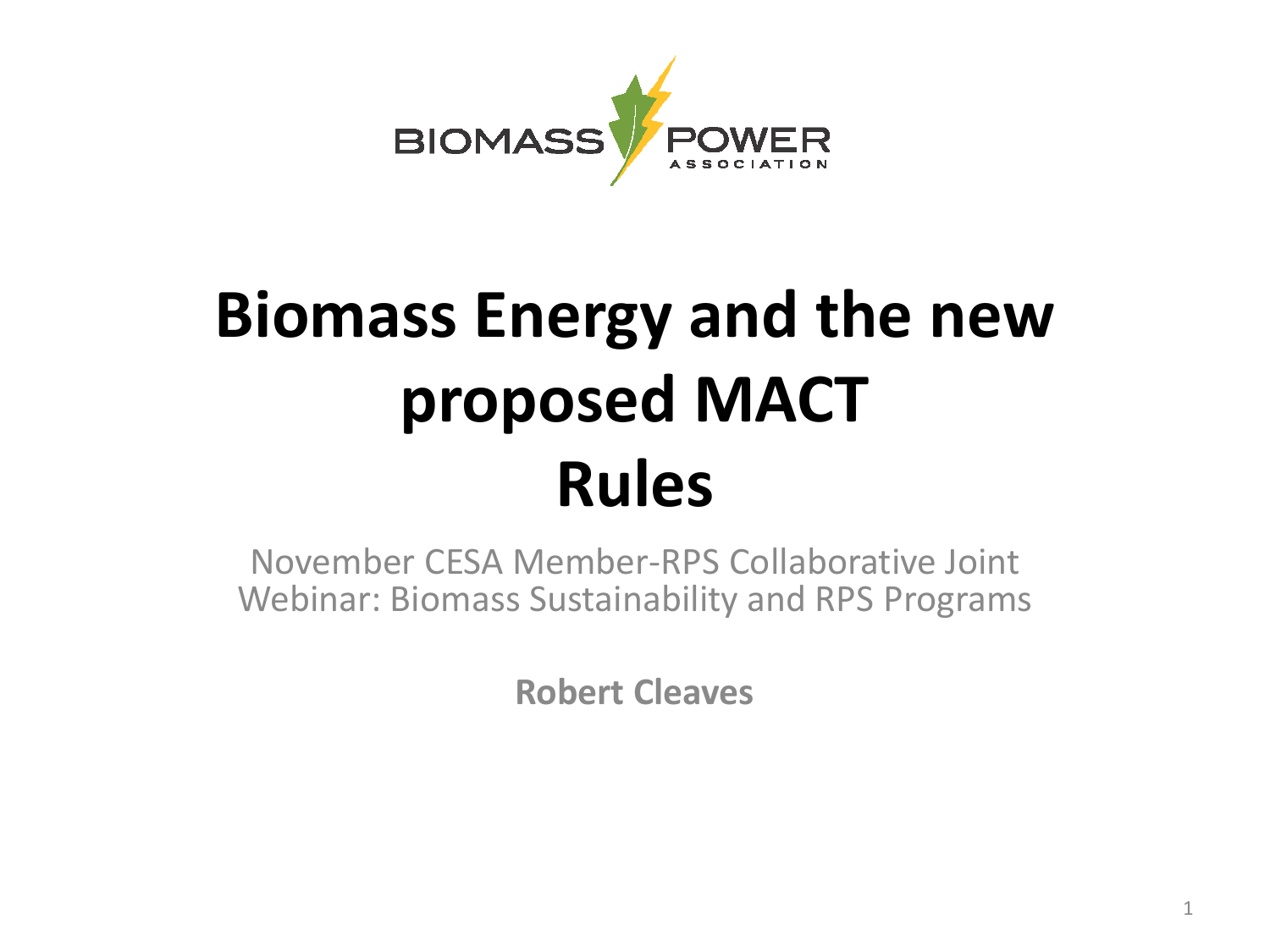BIOMASS POWER ASSOCIATION

# Biomass Energy and the new proposed MACT Rules

November CESA Member-RPS Collaborative Joint Webinar: Biomass Sustainability and RPS Programs

**Robert Cleaves**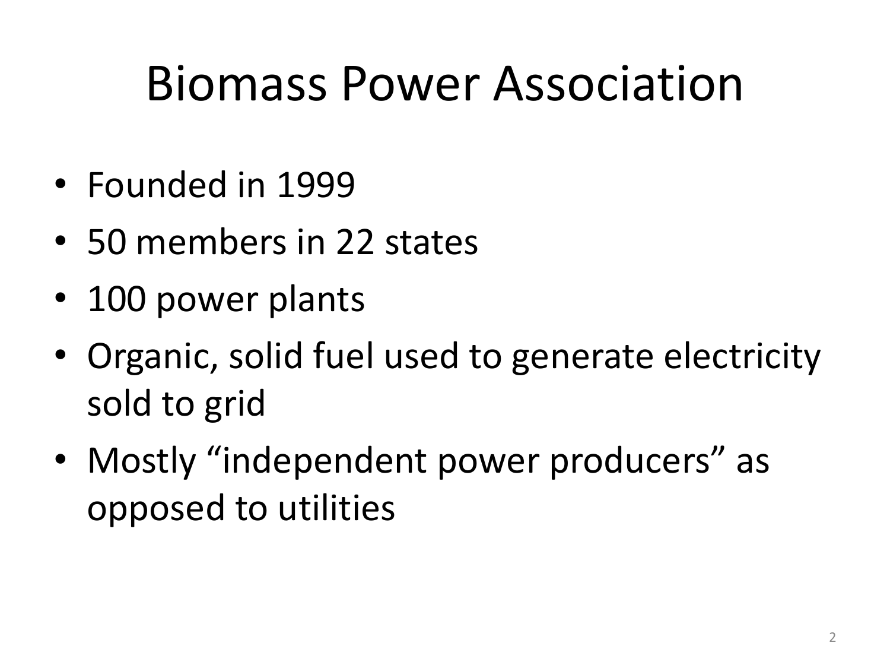# Biomass Power Association

- Founded in 1999
- 50 members in 22 states
- 100 power plants
- Organic, solid fuel used to generate electricity sold to grid
- Mostly “independent power producers” as opposed to utilities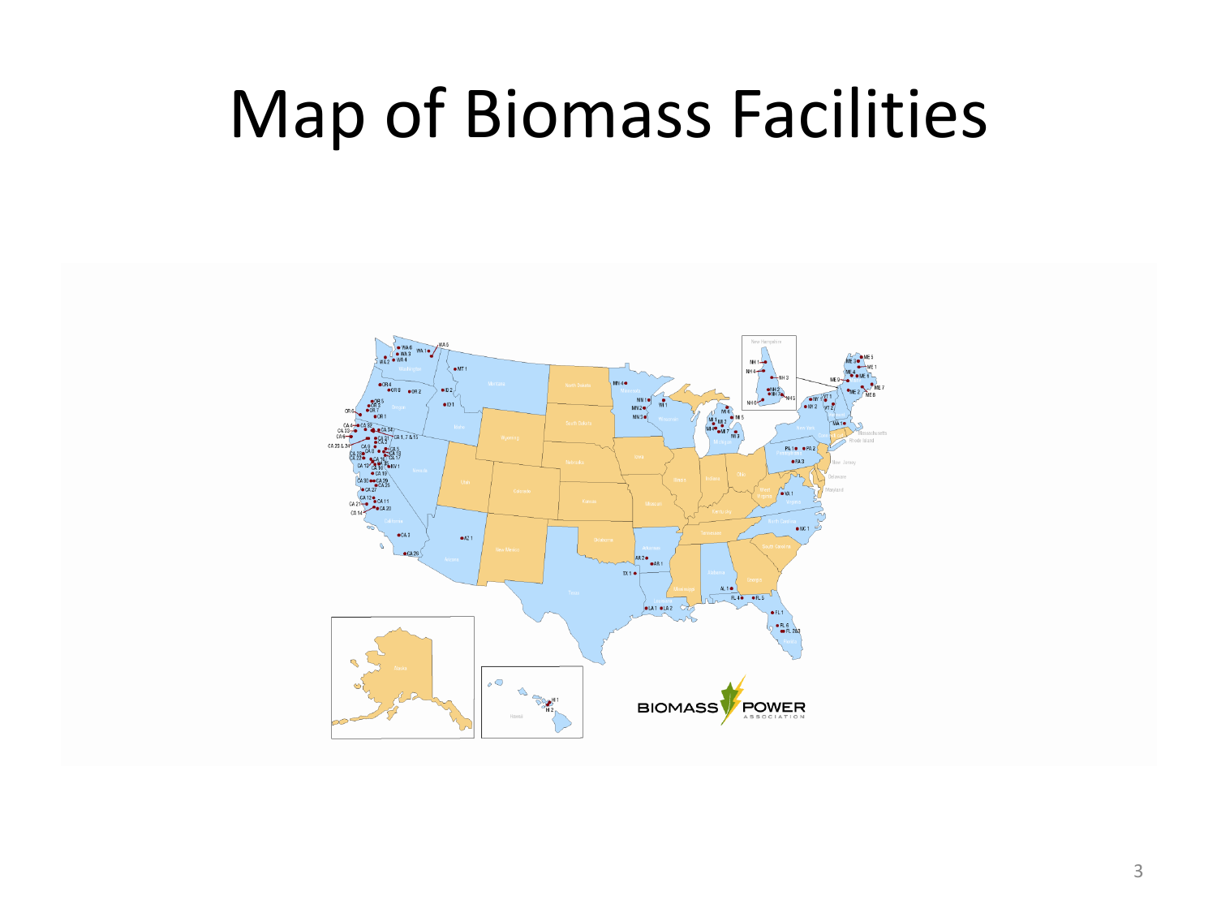# Map of Biomass Facilities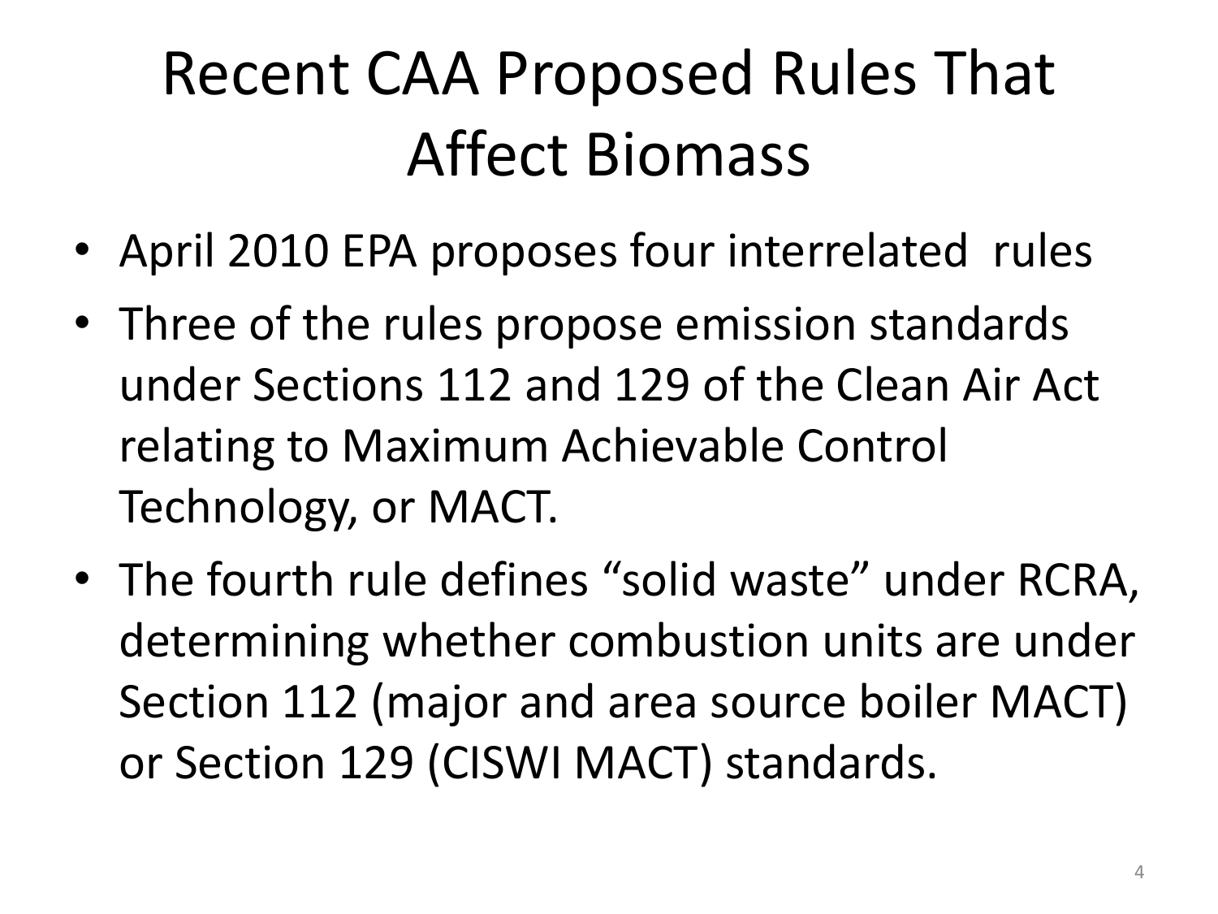# Recent CAA Proposed Rules That Affect Biomass

- April 2010 EPA proposes four interrelated rules
- Three of the rules propose emission standards under Sections 112 and 129 of the Clean Air Act relating to Maximum Achievable Control Technology, or MACT.
- The fourth rule defines “solid waste” under RCRA, determining whether combustion units are under Section 112 (major and area source boiler MACT) or Section 129 (CISWI MACT) standards.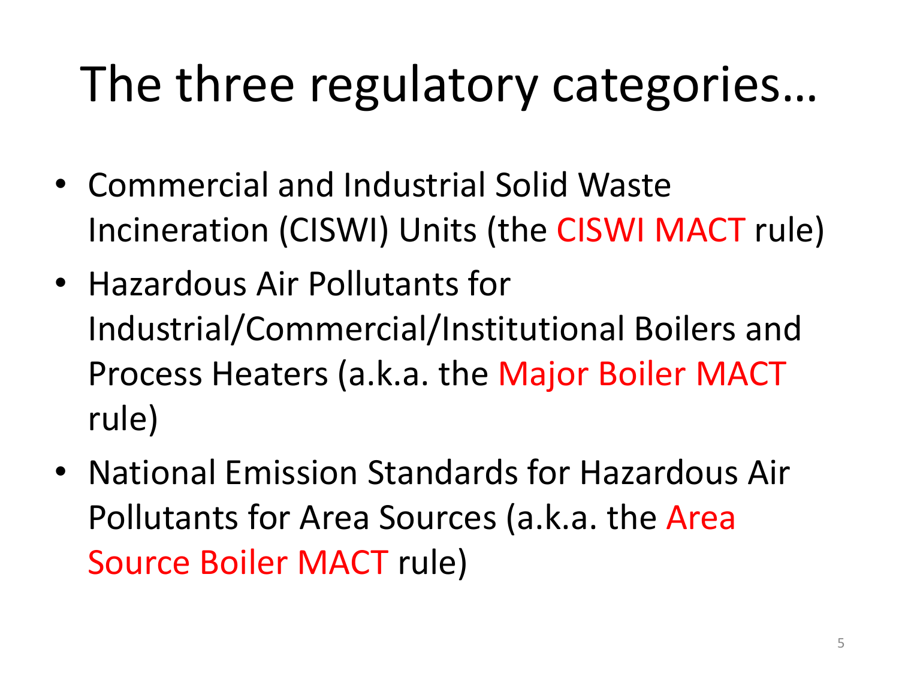# The three regulatory categories…

- Commercial and Industrial Solid Waste Incineration (CISWI) Units (the CISWI MACT rule)
- Hazardous Air Pollutants for Industrial/Commercial/Institutional Boilers and Process Heaters (a.k.a. the Major Boiler MACT rule)
- National Emission Standards for Hazardous Air Pollutants for Area Sources (a.k.a. the Area Source Boiler MACT rule)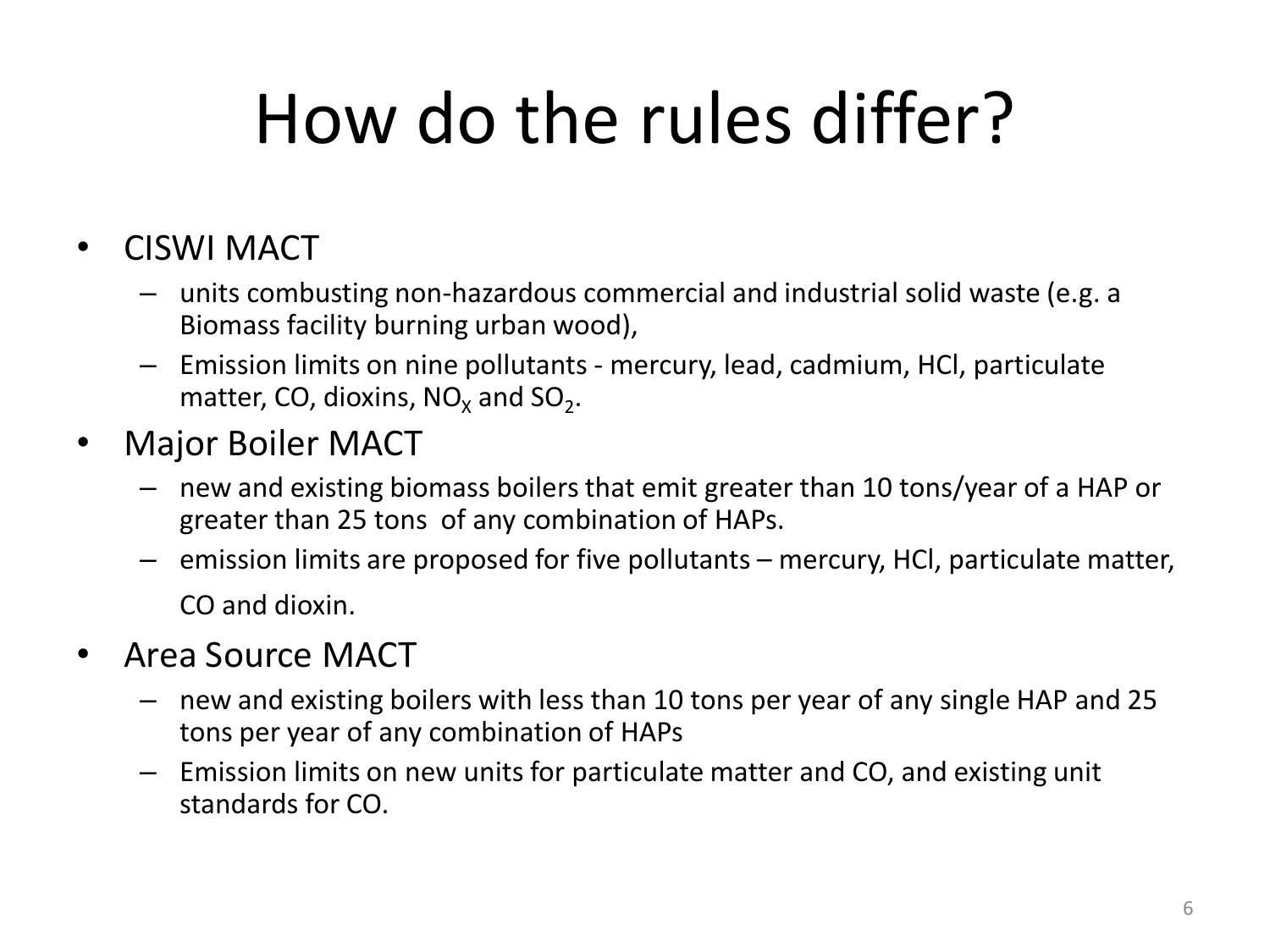# How do the rules differ?

- CISWI MACT
  - units combusting non-hazardous commercial and industrial solid waste (e.g. a Biomass facility burning urban wood),
  - Emission limits on nine pollutants - mercury, lead, cadmium, HCl, particulate matter, CO, dioxins, $NO_X$ and $SO_2$.
- Major Boiler MACT
  - new and existing biomass boilers that emit greater than 10 tons/year of a HAP or greater than 25 tons of any combination of HAPs.
  - emission limits are proposed for five pollutants – mercury, HCl, particulate matter, CO and dioxin.
- Area Source MACT
  - new and existing boilers with less than 10 tons per year of any single HAP and 25 tons per year of any combination of HAPs
  - Emission limits on new units for particulate matter and CO, and existing unit standards for CO.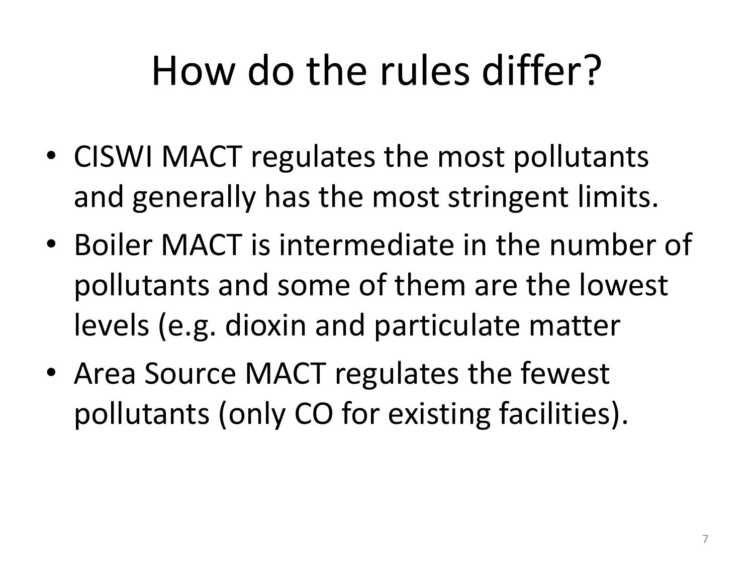# How do the rules differ?

- CISWI MACT regulates the most pollutants and generally has the most stringent limits.
- Boiler MACT is intermediate in the number of pollutants and some of them are the lowest levels (e.g. dioxin and particulate matter
- Area Source MACT regulates the fewest pollutants (only CO for existing facilities).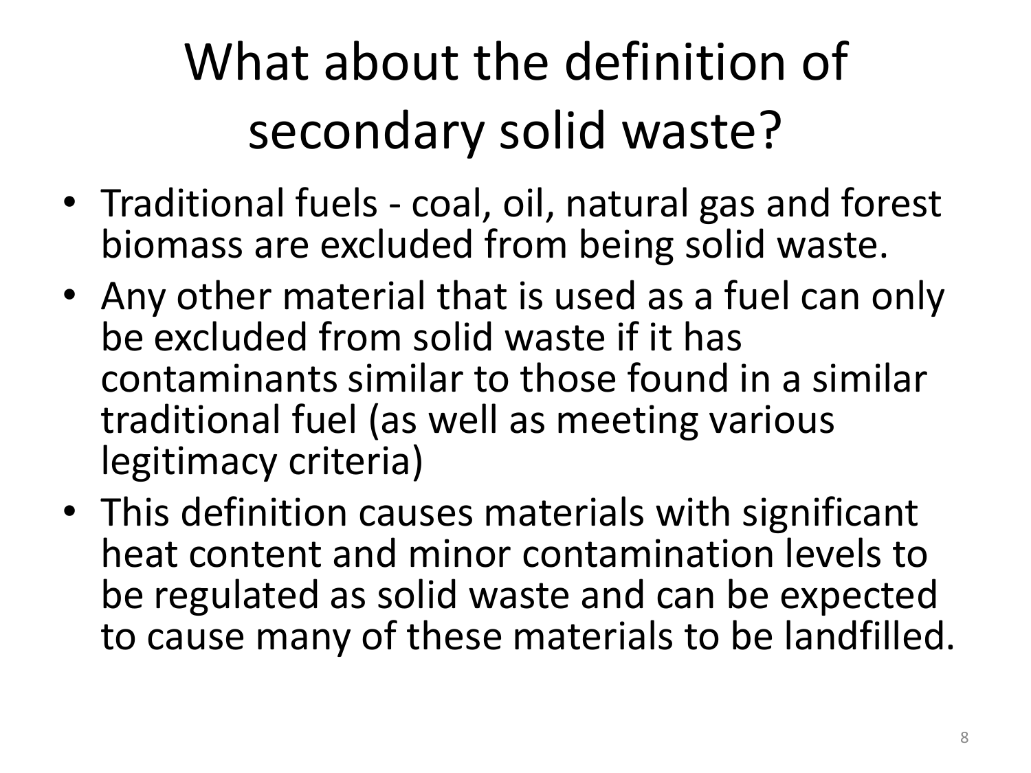# What about the definition of secondary solid waste?

- Traditional fuels - coal, oil, natural gas and forest biomass are excluded from being solid waste.
- Any other material that is used as a fuel can only be excluded from solid waste if it has contaminants similar to those found in a similar traditional fuel (as well as meeting various legitimacy criteria)
- This definition causes materials with significant heat content and minor contamination levels to be regulated as solid waste and can be expected to cause many of these materials to be landfilled.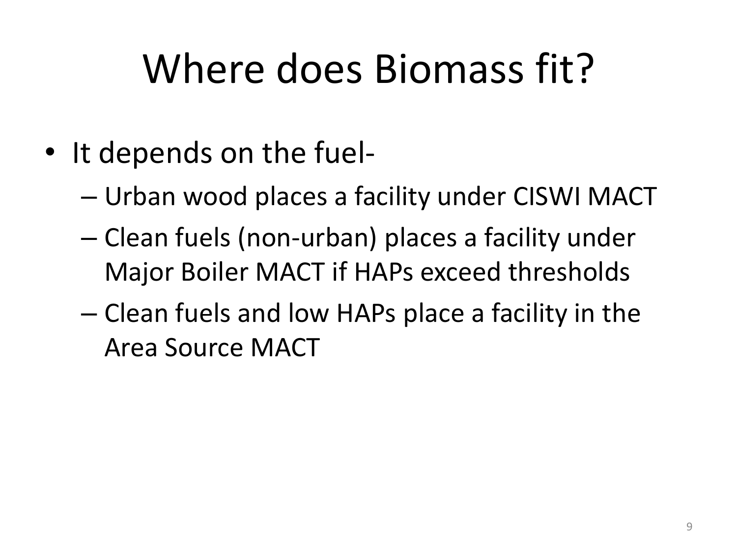# Where does Biomass fit?

- It depends on the fuel-
  - Urban wood places a facility under CISWI MACT
  - Clean fuels (non-urban) places a facility under Major Boiler MACT if HAPs exceed thresholds
  - Clean fuels and low HAPs place a facility in the Area Source MACT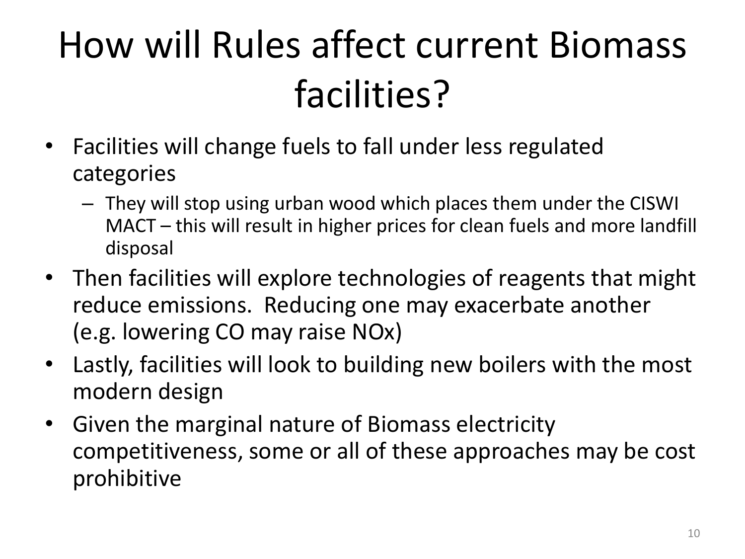# How will Rules affect current Biomass facilities?

- Facilities will change fuels to fall under less regulated categories
  - They will stop using urban wood which places them under the CISWI MACT – this will result in higher prices for clean fuels and more landfill disposal
- Then facilities will explore technologies of reagents that might reduce emissions. Reducing one may exacerbate another (e.g. lowering CO may raise NOx)
- Lastly, facilities will look to building new boilers with the most modern design
- Given the marginal nature of Biomass electricity competitiveness, some or all of these approaches may be cost prohibitive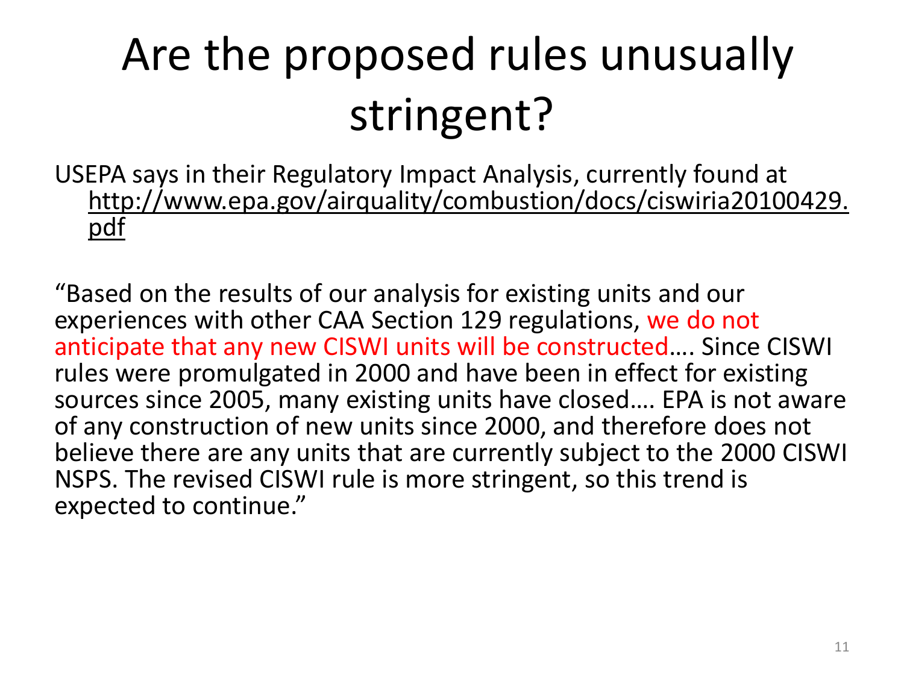# Are the proposed rules unusually stringent?

USEPA says in their Regulatory Impact Analysis, currently found at http://www.epa.gov/airquality/combustion/docs/ciswiria20100429.pdf

"Based on the results of our analysis for existing units and our experiences with other CAA Section 129 regulations, we do not anticipate that any new CISWI units will be constructed…. Since CISWI rules were promulgated in 2000 and have been in effect for existing sources since 2005, many existing units have closed…. EPA is not aware of any construction of new units since 2000, and therefore does not believe there are any units that are currently subject to the 2000 CISWI NSPS. The revised CISWI rule is more stringent, so this trend is expected to continue."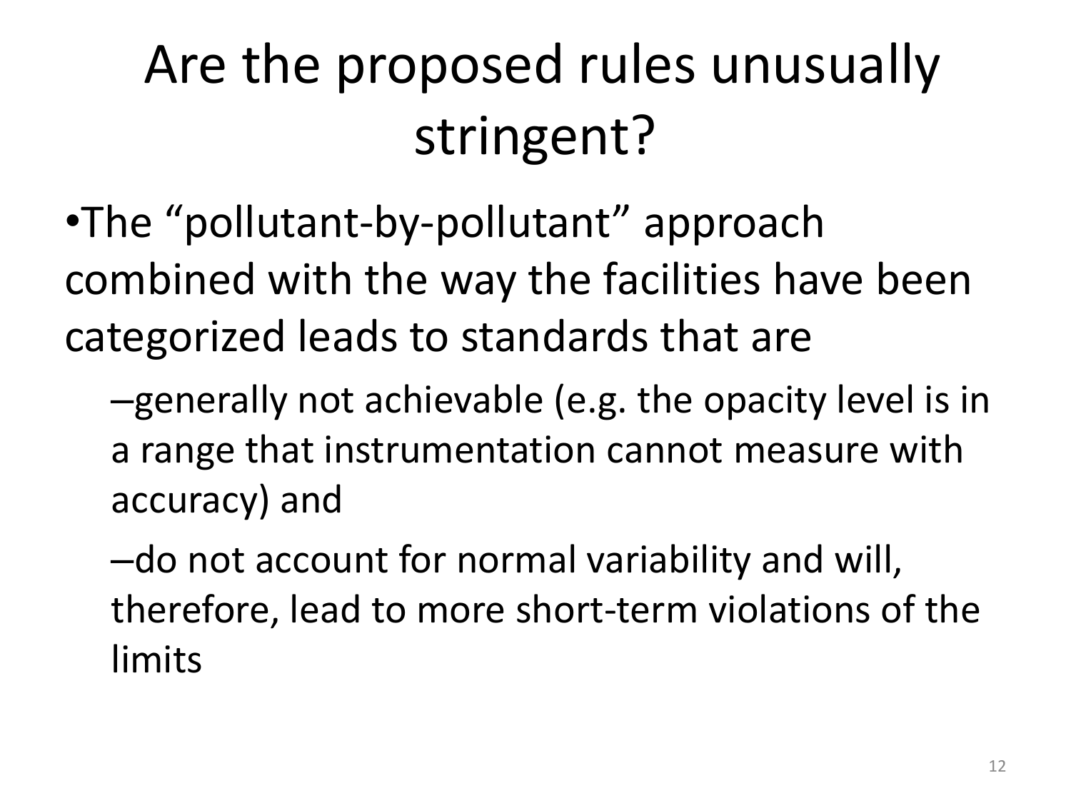# Are the proposed rules unusually stringent?

- The "pollutant-by-pollutant" approach combined with the way the facilities have been categorized leads to standards that are
  - generally not achievable (e.g. the opacity level is in a range that instrumentation cannot measure with accuracy) and
  - do not account for normal variability and will, therefore, lead to more short-term violations of the limits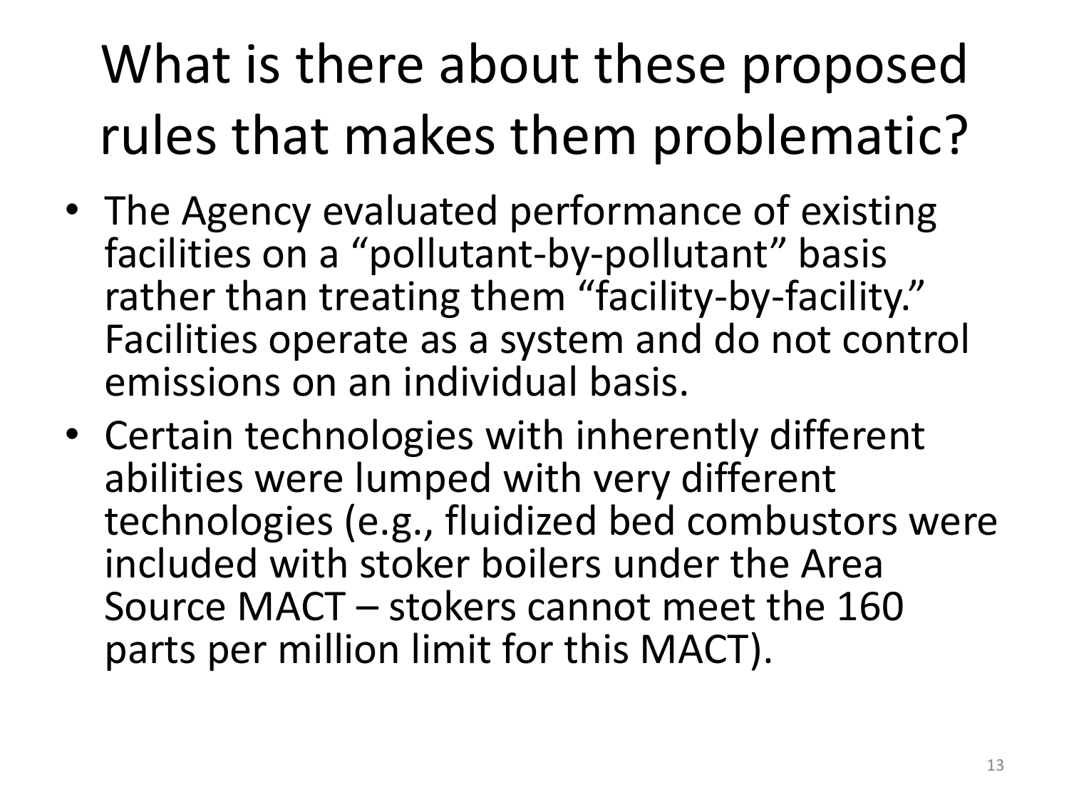# What is there about these proposed rules that makes them problematic?

- The Agency evaluated performance of existing facilities on a “pollutant-by-pollutant” basis rather than treating them “facility-by-facility.” Facilities operate as a system and do not control emissions on an individual basis.
- Certain technologies with inherently different abilities were lumped with very different technologies (e.g., fluidized bed combustors were included with stoker boilers under the Area Source MACT – stokers cannot meet the 160 parts per million limit for this MACT).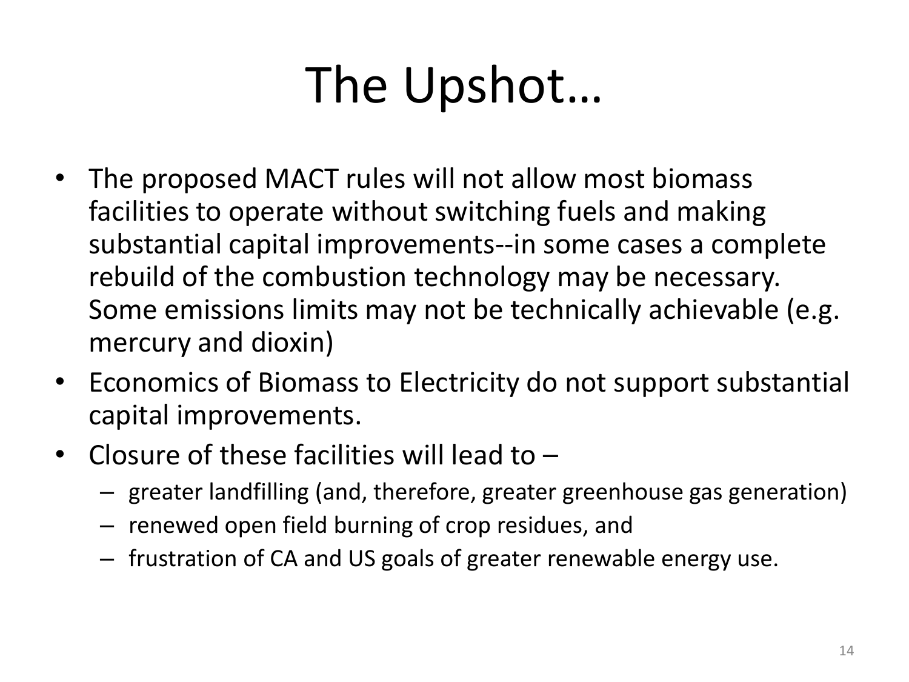# The Upshot…

- The proposed MACT rules will not allow most biomass facilities to operate without switching fuels and making substantial capital improvements--in some cases a complete rebuild of the combustion technology may be necessary. Some emissions limits may not be technically achievable (e.g. mercury and dioxin)
- Economics of Biomass to Electricity do not support substantial capital improvements.
- Closure of these facilities will lead to –
  - greater landfilling (and, therefore, greater greenhouse gas generation)
  - renewed open field burning of crop residues, and
  - frustration of CA and US goals of greater renewable energy use.